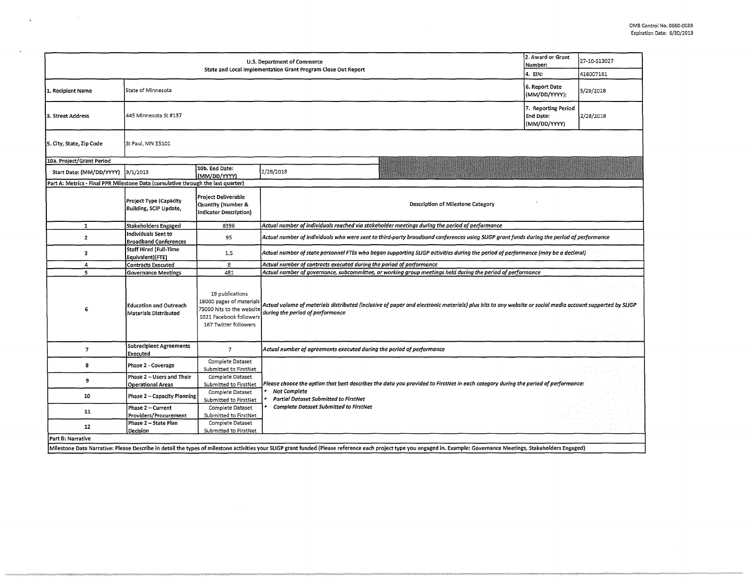OMB Control No. 0660-0039
Expiration Date: 6/30/2019

| U.S. Department of Commerce<br>State and Local Implementation Grant Program Close Out Report | | | | 2. Award or Grant Number: | 27-10-S13027 |
|---|---|---|---|---|---|
| | | | | 4. EIN: | 416007161 |
| 1. Recipient Name | State of Minnesota | | | 6. Report Date (MM/DD/YYYY): | 5/29/2018 |
| 3. Street Address | 445 Minnesota St #137 | | | 7. Reporting Period End Date: (MM/DD/YYYY) | 2/28/2018 |
| 5. City, State, Zip Code | St Paul, MN 55101 | | | | |
| 10a. Project/Grant Period | | | | | |
| Start Date: (MM/DD/YYYY) | 9/1/2013 | 10b. End Date: (MM/DD/YYYY) | 2/28/2018 | | |

**Part A: Metrics - Final PPR Milestone Data (cumulative through the last quarter)**

| | Project Type (Capacity Building, SCIP Update, | Project Deliverable Quantity (Number & Indicator Description) | Description of Milestone Category |
|---|---|---|---|
| 1 | Stakeholders Engaged | 8396 | *Actual number of individuals reached via stakeholder meetings during the period of performance* |
| 2 | Individuals Sent to Broadband Conferences | 95 | *Actual number of individuals who were sent to third-party broadband conferences using SLIGP grant funds during the period of performance* |
| 3 | Staff Hired (Full-Time Equivalent)(FTE) | 1.5 | *Actual number of state personnel FTEs who began supporting SLIGP activities during the period of performance (may be a decimal)* |
| 4 | Contracts Executed | 8 | *Actual number of contracts executed during the period of performance* |
| 5 | Governance Meetings | 481 | *Actual number of governance, subcommittee, or working group meetings held during the period of performance* |
| 6 | Education and Outreach Materials Distributed | 19 publications<br>18000 pages of materials<br>75000 hits to the website<br>1021 Facebook followers<br>167 Twitter followers | *Actual volume of materials distributed (inclusive of paper and electronic materials) plus hits to any website or social media account supported by SLIGP during the period of performance* |
| 7 | Subrecipient Agreements Executed | 7 | *Actual number of agreements executed during the period of performance* |
| 8 | Phase 2 - Coverage | Complete Dataset Submitted to FirstNet | *Please choose the option that best describes the data you provided to FirstNet in each category during the period of performance:*<br>• *Not Complete*<br>• *Partial Dataset Submitted to FirstNet*<br>• *Complete Dataset Submitted to FirstNet* |
| 9 | Phase 2 – Users and Their Operational Areas | Complete Dataset Submitted to FirstNet | |
| 10 | Phase 2 – Capacity Planning | Complete Dataset Submitted to FirstNet | |
| 11 | Phase 2 – Current Providers/Procurement | Complete Dataset Submitted to FirstNet | |
| 12 | Phase 2 – State Plan Decision | Complete Dataset Submitted to FirstNet | |

**Part B: Narrative**

Milestone Data Narrative: Please Describe in detail the types of milestone activities your SLIGP grant funded (Please reference each project type you engaged in. Example: Governance Meetings, Stakeholders Engaged)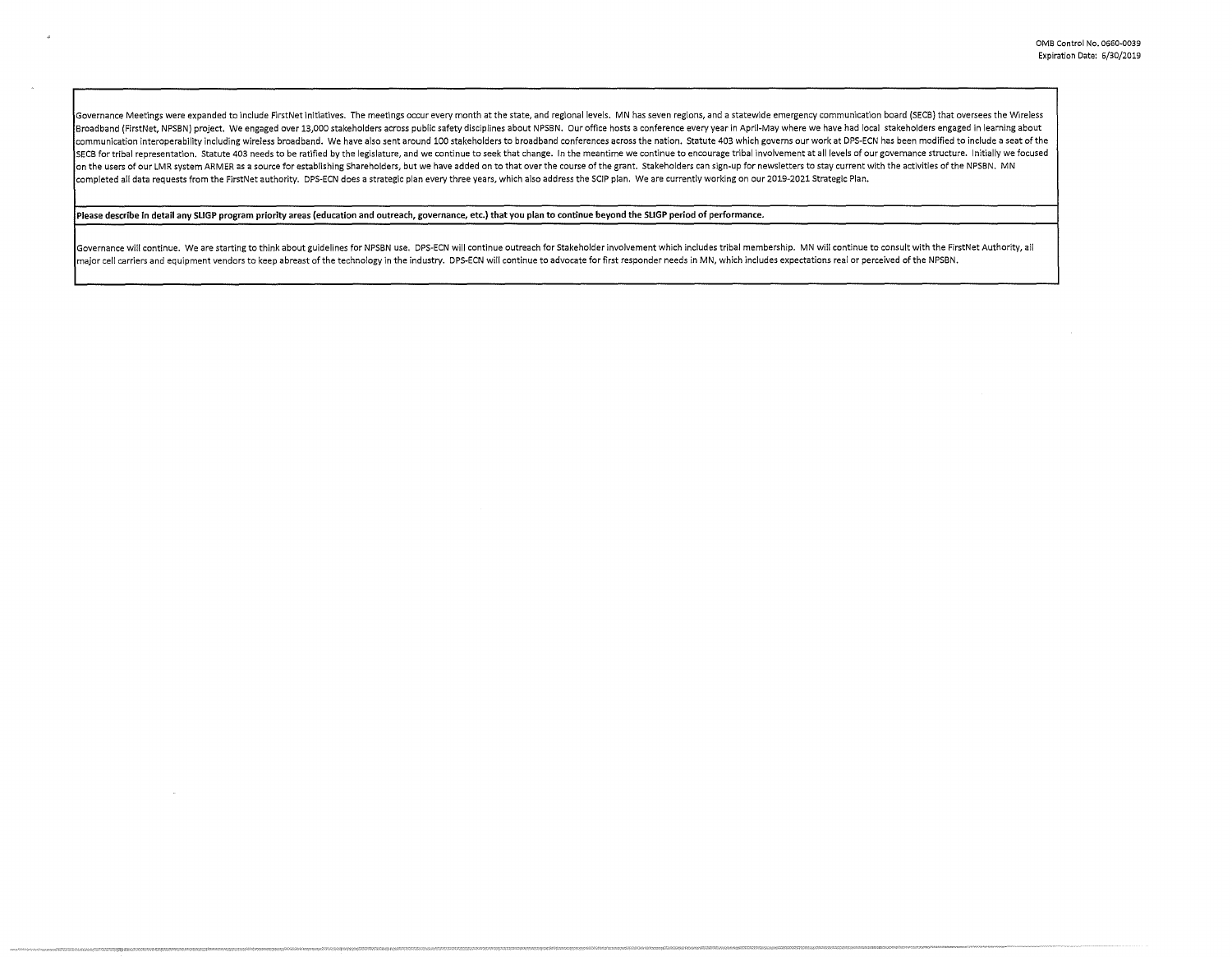Governance Meetings were expanded to include FirstNet initiatives. The meetings occur every month at the state, and regional levels. MN has seven regions, and a statewide emergency communication board (SECB) that oversees the Wireless Broadband (FirstNet, NPSBN) project. We engaged over 13,000 stakeholders across public safety disciplines about NPSBN. Our office hosts a conference every year in April-May where we have had local stakeholders engaged in learning about communication interoperability including wireless broadband. We have also sent around 100 stakeholders to broadband conferences across the nation. Statute 403 which governs our work at DPS-ECN has been modified to include a seat of the SECB for tribal representation. Statute 403 needs to be ratified by the legislature, and we continue to seek that change. In the meantime we continue to encourage tribal involvement at all levels of our governance structure. Initially we focused on the users of our LMR system ARMER as a source for establishing Shareholders, but we have added on to that over the course of the grant. Stakeholders can sign-up for newsletters to stay current with the activities of the NPSBN. MN completed all data requests from the FirstNet authority. DPS-ECN does a strategic plan every three years, which also address the SCIP plan. We are currently working on our 2019-2021 Strategic Plan.

**Please describe in detail any SLIGP program priority areas (education and outreach, governance, etc.) that you plan to continue beyond the SLIGP period of performance.**

Governance will continue. We are starting to think about guidelines for NPSBN use. DPS-ECN will continue outreach for Stakeholder involvement which includes tribal membership. MN will continue to consult with the FirstNet Authority, all major cell carriers and equipment vendors to keep abreast of the technology in the industry. DPS-ECN will continue to advocate for first responder needs in MN, which includes expectations real or perceived of the NPSBN.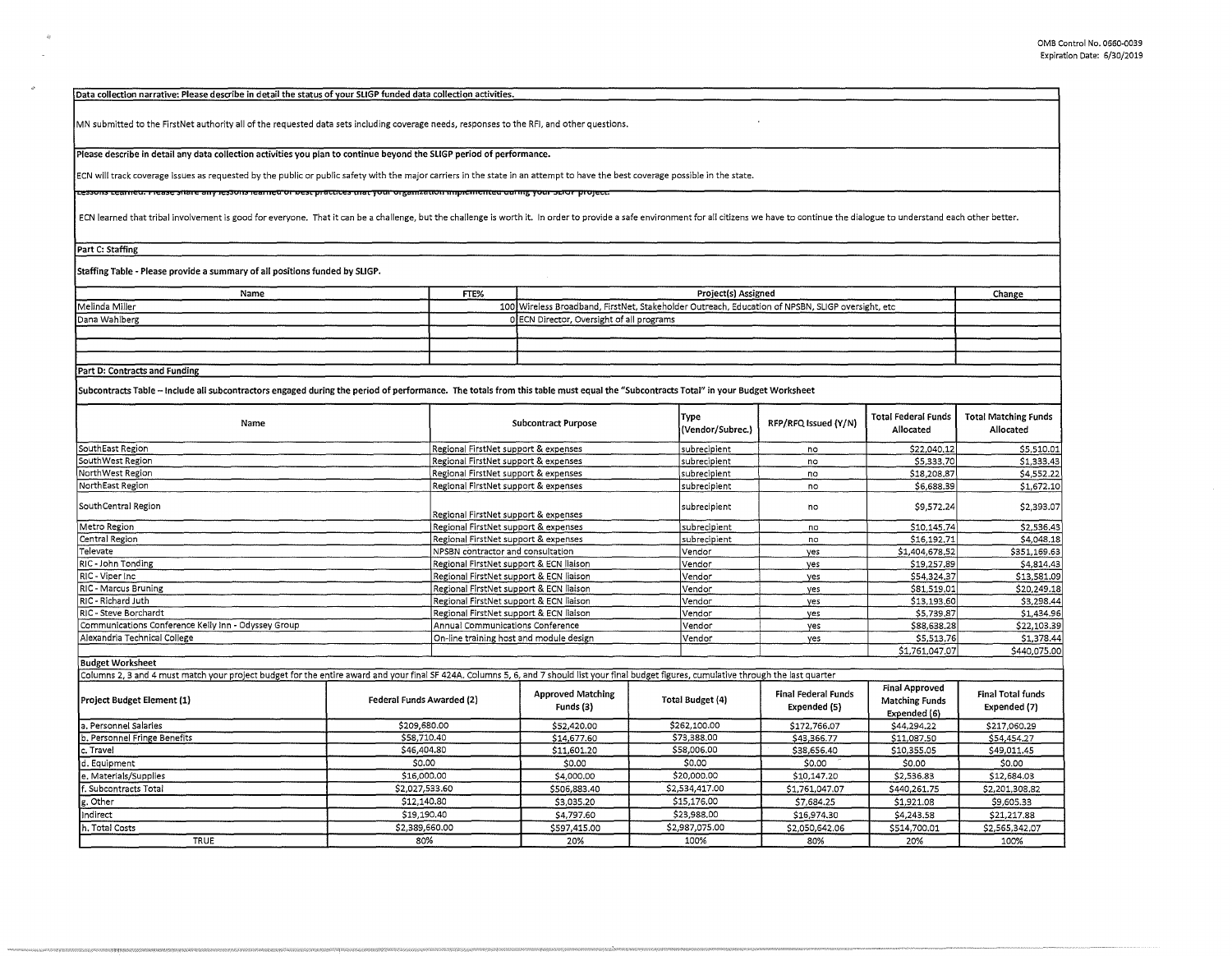OMB Control No. 0660-0039
Expiration Date: 6/30/2019

**Data collection narrative: Please describe in detail the status of your SLIGP funded data collection activities.**

MN submitted to the FirstNet authority all of the requested data sets including coverage needs, responses to the RFI, and other questions.

**Please describe in detail any data collection activities you plan to continue beyond the SLIGP period of performance.**

ECN will track coverage issues as requested by the public or public safety with the major carriers in the state in an attempt to have the best coverage possible in the state.

**Lessons Learned: Please share any lessons learned or best practices that your organization implemented during your SLIGP project.**

ECN learned that tribal involvement is good for everyone. That it can be a challenge, but the challenge is worth it. In order to provide a safe environment for all citizens we have to continue the dialogue to understand each other better.

**Part C: Staffing**

**Staffing Table - Please provide a summary of all positions funded by SLIGP.**

| Name | FTE% | Project(s) Assigned | Change |
|---|---|---|---|
| Melinda Miller | 100 | Wireless Broadband, FirstNet, Stakeholder Outreach, Education of NPSBN, SLIGP oversight, etc | |
| Dana Wahlberg | 0 | ECN Director, Oversight of all programs | |
| | | | |
| | | | |
| | | | |

**Part D: Contracts and Funding**

**Subcontracts Table – Include all subcontractors engaged during the period of performance. The totals from this table must equal the "Subcontracts Total" in your Budget Worksheet**

| Name | Subcontract Purpose | Type (Vendor/Subrec.) | RFP/RFQ Issued (Y/N) | Total Federal Funds Allocated | Total Matching Funds Allocated |
|---|---|---|---|---|---|
| SouthEast Region | Regional FirstNet support & expenses | subrecipient | no | $22,040.12 | $5,510.01 |
| SouthWest Region | Regional FirstNet support & expenses | subrecipient | no | $5,333.70 | $1,333.43 |
| NorthWest Region | Regional FirstNet support & expenses | subrecipient | no | $18,208.87 | $4,552.22 |
| NorthEast Region | Regional FirstNet support & expenses | subrecipient | no | $6,688.39 | $1,672.10 |
| SouthCentral Region | Regional FirstNet support & expenses | subrecipient | no | $9,572.24 | $2,393.07 |
| Metro Region | Regional FirstNet support & expenses | subrecipient | no | $10,145.74 | $2,536.43 |
| Central Region | Regional FirstNet support & expenses | subrecipient | no | $16,192.71 | $4,048.18 |
| Televate | NPSBN contractor and consultation | Vendor | yes | $1,404,678.52 | $351,169.63 |
| RIC - John Tonding | Regional FirstNet support & ECN liaison | Vendor | yes | $19,257.89 | $4,814.43 |
| RIC - Viper Inc | Regional FirstNet support & ECN liaison | Vendor | yes | $54,324.37 | $13,581.09 |
| RIC - Marcus Bruning | Regional FirstNet support & ECN liaison | Vendor | yes | $81,519.01 | $20,249.18 |
| RIC - Richard Juth | Regional FirstNet support & ECN liaison | Vendor | yes | $13,193.60 | $3,298.44 |
| RIC - Steve Borchardt | Regional FirstNet support & ECN liaison | Vendor | yes | $5,739.87 | $1,434.96 |
| Communications Conference Kelly Inn - Odyssey Group | Annual Communications Conference | Vendor | yes | $88,638.28 | $22,103.39 |
| Alexandria Technical College | On-line training host and module design | Vendor | yes | $5,513.76 | $1,378.44 |
| | | | | $1,761,047.07 | $440,075.00 |

**Budget Worksheet**

Columns 2, 3 and 4 must match your project budget for the entire award and your final SF 424A. Columns 5, 6, and 7 should list your final budget figures, cumulative through the last quarter

| Project Budget Element (1) | Federal Funds Awarded (2) | Approved Matching Funds (3) | Total Budget (4) | Final Federal Funds Expended (5) | Final Approved Matching Funds Expended (6) | Final Total funds Expended (7) |
|---|---|---|---|---|---|---|
| a. Personnel Salaries | $209,680.00 | $52,420.00 | $262,100.00 | $172,766.07 | $44,294.22 | $217,060.29 |
| b. Personnel Fringe Benefits | $58,710.40 | $14,677.60 | $73,388.00 | $43,366.77 | $11,087.50 | $54,454.27 |
| c. Travel | $46,404.80 | $11,601.20 | $58,006.00 | $38,656.40 | $10,355.05 | $49,011.45 |
| d. Equipment | $0.00 | $0.00 | $0.00 | $0.00 | $0.00 | $0.00 |
| e. Materials/Supplies | $16,000.00 | $4,000.00 | $20,000.00 | $10,147.20 | $2,536.83 | $12,684.03 |
| f. Subcontracts Total | $2,027,533.60 | $506,883.40 | $2,534,417.00 | $1,761,047.07 | $440,261.75 | $2,201,308.82 |
| g. Other | $12,140.80 | $3,035.20 | $15,176.00 | $7,684.25 | $1,921.08 | $9,605.33 |
| Indirect | $19,190.40 | $4,797.60 | $23,988.00 | $16,974.30 | $4,243.58 | $21,217.88 |
| h. Total Costs | $2,389,660.00 | $597,415.00 | $2,987,075.00 | $2,050,642.06 | $514,700.01 | $2,565,342.07 |
| TRUE | 80% | 20% | 100% | 80% | 20% | 100% |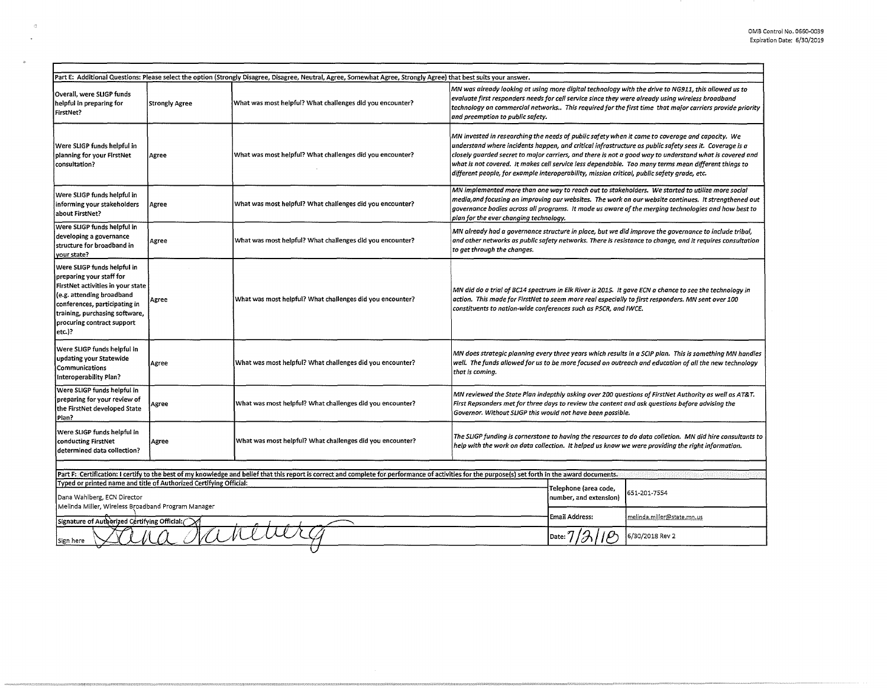OMB Control No. 0660-0039
Expiration Date: 6/30/2019

| Part E: Additional Questions: Please select the option (Strongly Disagree, Disagree, Neutral, Agree, Somewhat Agree, Strongly Agree) that best suits your answer. | | | |
|---|---|---|---|
| Overall, were SLIGP funds helpful in preparing for FirstNet? | Strongly Agree | What was most helpful? What challenges did you encounter? | *MN was already looking at using more digital technology with the drive to NG911, this allowed us to evaluate first responders needs for cell service since they were already using wireless broadband technology on commercial networks.. This required for the first time that major carriers provide priority and preemption to public safety.* |
| Were SLIGP funds helpful in planning for your FirstNet consultation? | Agree | What was most helpful? What challenges did you encounter? | *MN invested in researching the needs of public safety when it came to coverage and capacity. We understand where incidents happen, and critical infrastructure as public safety sees it. Coverage is a closely guarded secret to major carriers, and there is not a good way to understand what is covered and what is not covered. It makes cell service less dependable. Too many terms mean different things to different people, for example interoperability, mission critical, public safety grade, etc.* |
| Were SLIGP funds helpful in informing your stakeholders about FirstNet? | Agree | What was most helpful? What challenges did you encounter? | *MN implemented more than one way to reach out to stakeholders. We started to utilize more social media,and focusing on improving our websites. The work on our website continues. It strengthened out governance bodies across all programs. It made us aware of the merging technologies and how best to plan for the ever changing technology.* |
| Were SLIGP funds helpful in developing a governance structure for broadband in your state? | Agree | What was most helpful? What challenges did you encounter? | *MN already had a governance structure in place, but we did improve the governance to include tribal, and other networks as public safety networks. There is resistance to change, and it requires consultation to get through the changes.* |
| Were SLIGP funds helpful in preparing your staff for FirstNet activities in your state (e.g. attending broadband conferences, participating in training, purchasing software, procuring contract support etc.)? | Agree | What was most helpful? What challenges did you encounter? | *MN did do a trial of BC14 spectrum in Elk River is 2015. It gave ECN a chance to see the technology in action. This made for FirstNet to seem more real especially to first responders. MN sent over 100 constituents to nation-wide conferences such as PSCR, and IWCE.* |
| Were SLIGP funds helpful in updating your Statewide Communications Interoperability Plan? | Agree | What was most helpful? What challenges did you encounter? | *MN does strategic planning every three years which results in a SCIP plan. This is something MN handles well. The funds allowed for us to be more focused on outreach and education of all the new technology that is coming.* |
| Were SLIGP funds helpful in preparing for your review of the FirstNet developed State Plan? | Agree | What was most helpful? What challenges did you encounter? | *MN reviewed the State Plan indepthly asking over 200 questions of FirstNet Authority as well as AT&T. First Repsonders met for three days to review the content and ask questions before advising the Governor. Without SLIGP this would not have been possible.* |
| Were SLIGP funds helpful in conducting FirstNet determined data collection? | Agree | What was most helpful? What challenges did you encounter? | *The SLIGP funding is cornerstone to having the resources to do data colletion. MN did hire consultants to help with the work on data collection. It helped us know we were providing the right information.* |

| Part F: Certification: I certify to the best of my knowledge and belief that this report is correct and complete for performance of activities for the purpose(s) set forth in the award documents. | | |
|---|---|---|
| Typed or printed name and title of Authorized Certifying Official:<br>Dana Wahlberg, ECN Director<br>Melinda Miller, Wireless Broadband Program Manager | Telephone (area code, number, and extension) | 651-201-7554 |
| Signature of Authorized Certifying Official: | Email Address: | melinda.miller@state.mn.us |
| Sign here *Dana Wahlberg* | Date: 7/2/18 | 6/30/2018 Rev 2 |